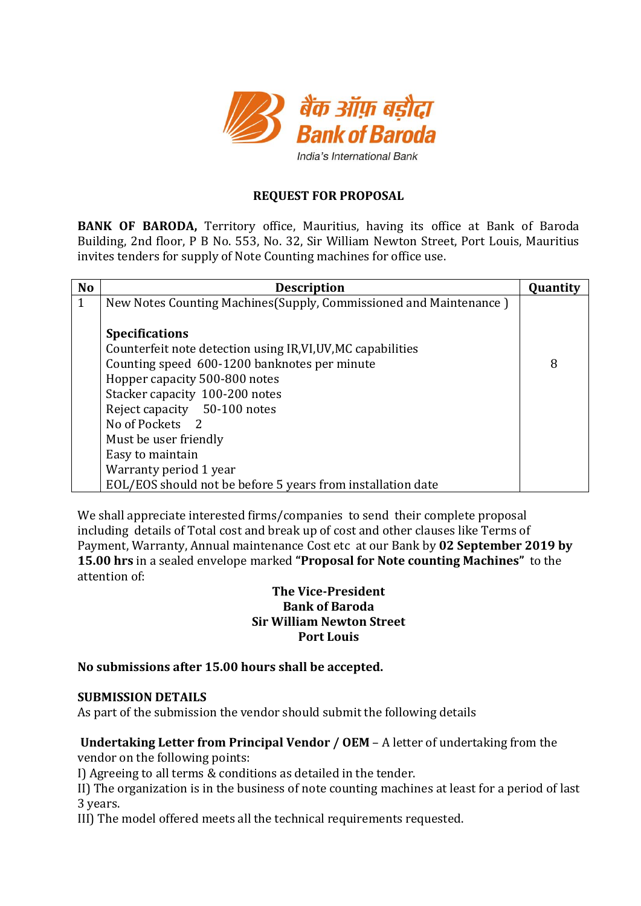बैंक ऑफ़ बड़ौदा
Bank of Baroda
India's International Bank

## REQUEST FOR PROPOSAL

**BANK OF BARODA,** Territory office, Mauritius, having its office at Bank of Baroda Building, 2nd floor, P B No. 553, No. 32, Sir William Newton Street, Port Louis, Mauritius invites tenders for supply of Note Counting machines for office use.

| No | Description | Quantity |
|---|---|---|
| 1 | New Notes Counting Machines(Supply, Commissioned and Maintenance )<br><br>**Specifications**<br>Counterfeit note detection using IR,VI,UV,MC capabilities<br>Counting speed 600-1200 banknotes per minute<br>Hopper capacity 500-800 notes<br>Stacker capacity 100-200 notes<br>Reject capacity 50-100 notes<br>No of Pockets 2<br>Must be user friendly<br>Easy to maintain<br>Warranty period 1 year<br>EOL/EOS should not be before 5 years from installation date | 8 |

We shall appreciate interested firms/companies to send their complete proposal including details of Total cost and break up of cost and other clauses like Terms of Payment, Warranty, Annual maintenance Cost etc at our Bank by **02 September 2019 by 15.00 hrs** in a sealed envelope marked **"Proposal for Note counting Machines"** to the attention of:

**The Vice-President**
**Bank of Baroda**
**Sir William Newton Street**
**Port Louis**

**No submissions after 15.00 hours shall be accepted.**

**SUBMISSION DETAILS**
As part of the submission the vendor should submit the following details

**Undertaking Letter from Principal Vendor / OEM** – A letter of undertaking from the vendor on the following points:
I) Agreeing to all terms & conditions as detailed in the tender.
II) The organization is in the business of note counting machines at least for a period of last 3 years.
III) The model offered meets all the technical requirements requested.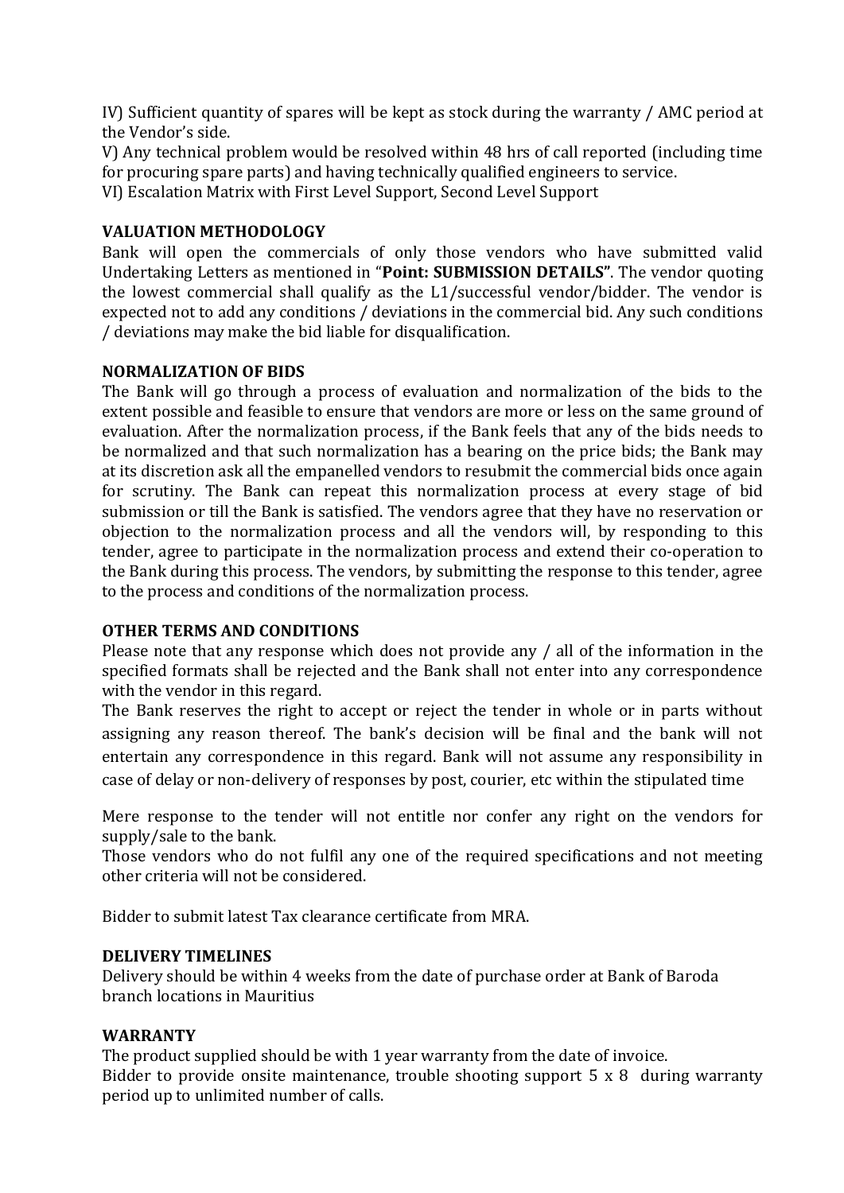IV) Sufficient quantity of spares will be kept as stock during the warranty / AMC period at the Vendor's side.

V) Any technical problem would be resolved within 48 hrs of call reported (including time for procuring spare parts) and having technically qualified engineers to service.

VI) Escalation Matrix with First Level Support, Second Level Support

**VALUATION METHODOLOGY**

Bank will open the commercials of only those vendors who have submitted valid Undertaking Letters as mentioned in "**Point: SUBMISSION DETAILS"**. The vendor quoting the lowest commercial shall qualify as the L1/successful vendor/bidder. The vendor is expected not to add any conditions / deviations in the commercial bid. Any such conditions / deviations may make the bid liable for disqualification.

**NORMALIZATION OF BIDS**

The Bank will go through a process of evaluation and normalization of the bids to the extent possible and feasible to ensure that vendors are more or less on the same ground of evaluation. After the normalization process, if the Bank feels that any of the bids needs to be normalized and that such normalization has a bearing on the price bids; the Bank may at its discretion ask all the empanelled vendors to resubmit the commercial bids once again for scrutiny. The Bank can repeat this normalization process at every stage of bid submission or till the Bank is satisfied. The vendors agree that they have no reservation or objection to the normalization process and all the vendors will, by responding to this tender, agree to participate in the normalization process and extend their co-operation to the Bank during this process. The vendors, by submitting the response to this tender, agree to the process and conditions of the normalization process.

**OTHER TERMS AND CONDITIONS**

Please note that any response which does not provide any / all of the information in the specified formats shall be rejected and the Bank shall not enter into any correspondence with the vendor in this regard.

The Bank reserves the right to accept or reject the tender in whole or in parts without assigning any reason thereof. The bank's decision will be final and the bank will not entertain any correspondence in this regard. Bank will not assume any responsibility in case of delay or non-delivery of responses by post, courier, etc within the stipulated time

Mere response to the tender will not entitle nor confer any right on the vendors for supply/sale to the bank.

Those vendors who do not fulfil any one of the required specifications and not meeting other criteria will not be considered.

Bidder to submit latest Tax clearance certificate from MRA.

**DELIVERY TIMELINES**

Delivery should be within 4 weeks from the date of purchase order at Bank of Baroda branch locations in Mauritius

**WARRANTY**

The product supplied should be with 1 year warranty from the date of invoice.

Bidder to provide onsite maintenance, trouble shooting support 5 x 8 during warranty period up to unlimited number of calls.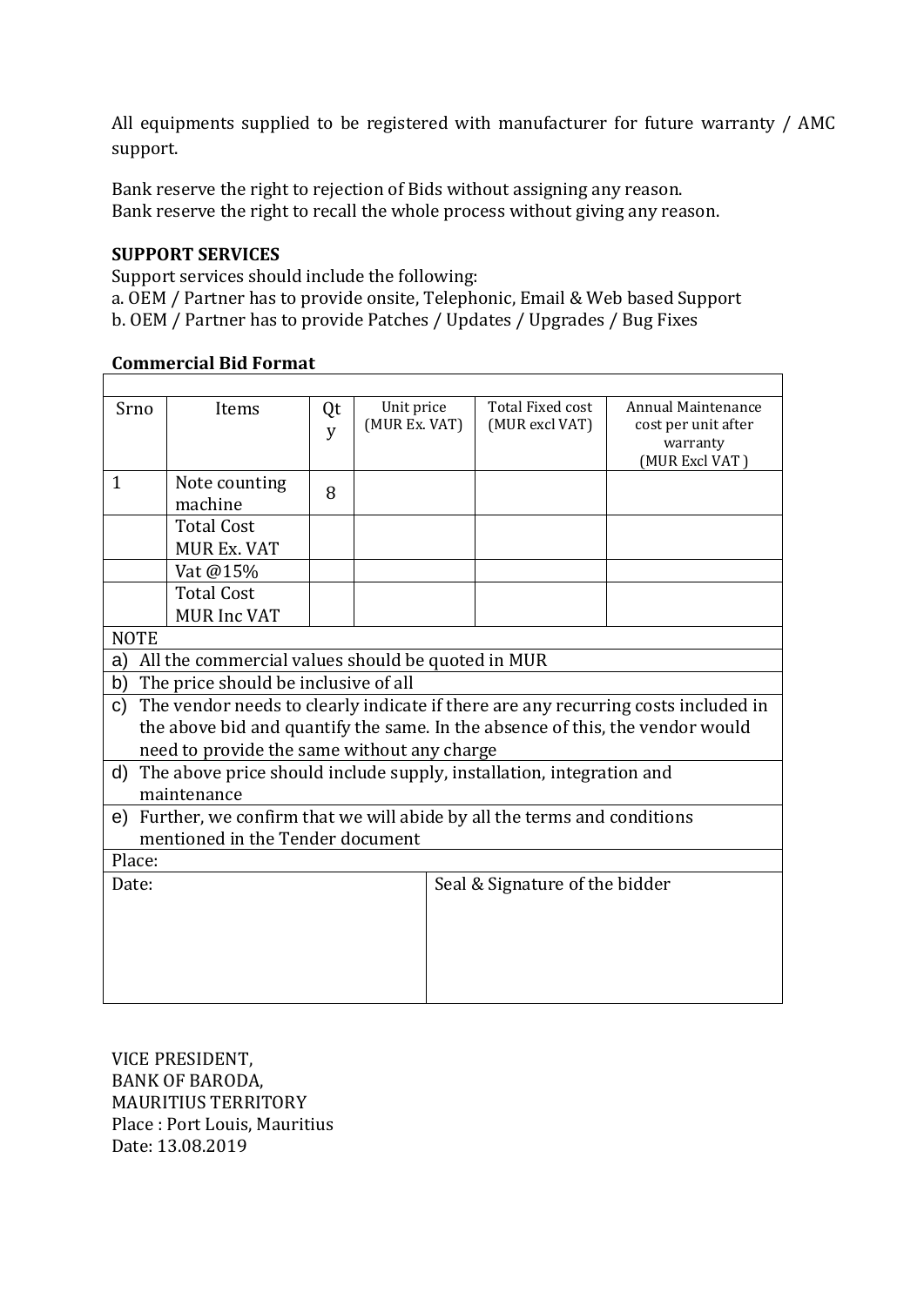All equipments supplied to be registered with manufacturer for future warranty / AMC support.

Bank reserve the right to rejection of Bids without assigning any reason.
Bank reserve the right to recall the whole process without giving any reason.

**SUPPORT SERVICES**

Support services should include the following:

a. OEM / Partner has to provide onsite, Telephonic, Email & Web based Support
b. OEM / Partner has to provide Patches / Updates / Upgrades / Bug Fixes

**Commercial Bid Format**

| Srno | Items | Qty | Unit price (MUR Ex. VAT) | Total Fixed cost (MUR excl VAT) | Annual Maintenance cost per unit after warranty (MUR Excl VAT ) |
|---|---|---|---|---|---|
| 1 | Note counting machine | 8 | | | |
| | Total Cost MUR Ex. VAT | | | | |
| | Vat @15% | | | | |
| | Total Cost MUR Inc VAT | | | | |

NOTE

a) All the commercial values should be quoted in MUR
b) The price should be inclusive of all
c) The vendor needs to clearly indicate if there are any recurring costs included in the above bid and quantify the same. In the absence of this, the vendor would need to provide the same without any charge
d) The above price should include supply, installation, integration and maintenance
e) Further, we confirm that we will abide by all the terms and conditions mentioned in the Tender document

Place:

Date:

Seal & Signature of the bidder

VICE PRESIDENT,
BANK OF BARODA,
MAURITIUS TERRITORY
Place : Port Louis, Mauritius
Date: 13.08.2019